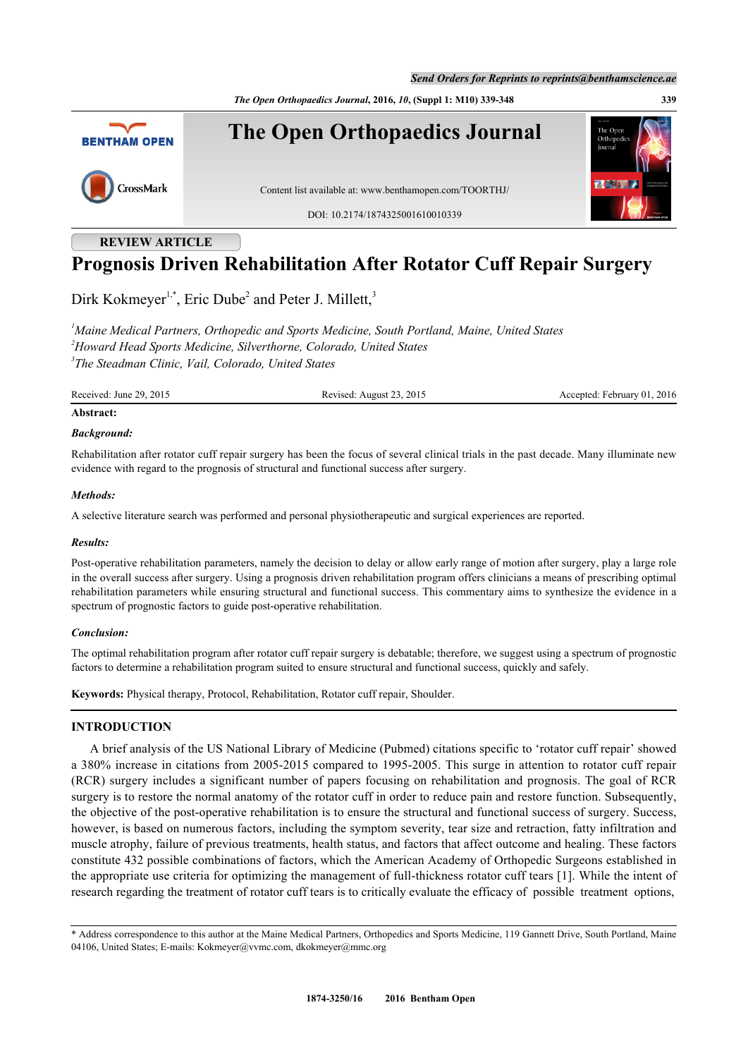REVIEW ARTICLE

# Prognosis Driven Rehabilitation After Rotator Cuff Repair Surgery

Dirk Kokmeyer[1,*], Eric Dube[2] and Peter J. Millett,[3]

[1] *Maine Medical Partners, Orthopedic and Sports Medicine, South Portland, Maine, United States*
[2] *Howard Head Sports Medicine, Silverthorne, Colorado, United States*
[3] *The Steadman Clinic, Vail, Colorado, United States*

Received: June 29, 2015 Revised: August 23, 2015 Accepted: February 01, 2016

**Abstract:**

***Background:***

Rehabilitation after rotator cuff repair surgery has been the focus of several clinical trials in the past decade. Many illuminate new evidence with regard to the prognosis of structural and functional success after surgery.

***Methods:***

A selective literature search was performed and personal physiotherapeutic and surgical experiences are reported.

***Results:***

Post-operative rehabilitation parameters, namely the decision to delay or allow early range of motion after surgery, play a large role in the overall success after surgery. Using a prognosis driven rehabilitation program offers clinicians a means of prescribing optimal rehabilitation parameters while ensuring structural and functional success. This commentary aims to synthesize the evidence in a spectrum of prognostic factors to guide post-operative rehabilitation.

***Conclusion:***

The optimal rehabilitation program after rotator cuff repair surgery is debatable; therefore, we suggest using a spectrum of prognostic factors to determine a rehabilitation program suited to ensure structural and functional success, quickly and safely.

**Keywords:** Physical therapy, Protocol, Rehabilitation, Rotator cuff repair, Shoulder.

## INTRODUCTION

A brief analysis of the US National Library of Medicine (Pubmed) citations specific to 'rotator cuff repair' showed a 380% increase in citations from 2005-2015 compared to 1995-2005. This surge in attention to rotator cuff repair (RCR) surgery includes a significant number of papers focusing on rehabilitation and prognosis. The goal of RCR surgery is to restore the normal anatomy of the rotator cuff in order to reduce pain and restore function. Subsequently, the objective of the post-operative rehabilitation is to ensure the structural and functional success of surgery. Success, however, is based on numerous factors, including the symptom severity, tear size and retraction, fatty infiltration and muscle atrophy, failure of previous treatments, health status, and factors that affect outcome and healing. These factors constitute 432 possible combinations of factors, which the American Academy of Orthopedic Surgeons established in the appropriate use criteria for optimizing the management of full-thickness rotator cuff tears [1]. While the intent of research regarding the treatment of rotator cuff tears is to critically evaluate the efficacy of possible treatment options,

* Address correspondence to this author at the Maine Medical Partners, Orthopedics and Sports Medicine, 119 Gannett Drive, South Portland, Maine 04106, United States; E-mails: Kokmeyer@vvmc.com, dkokmeyer@mmc.org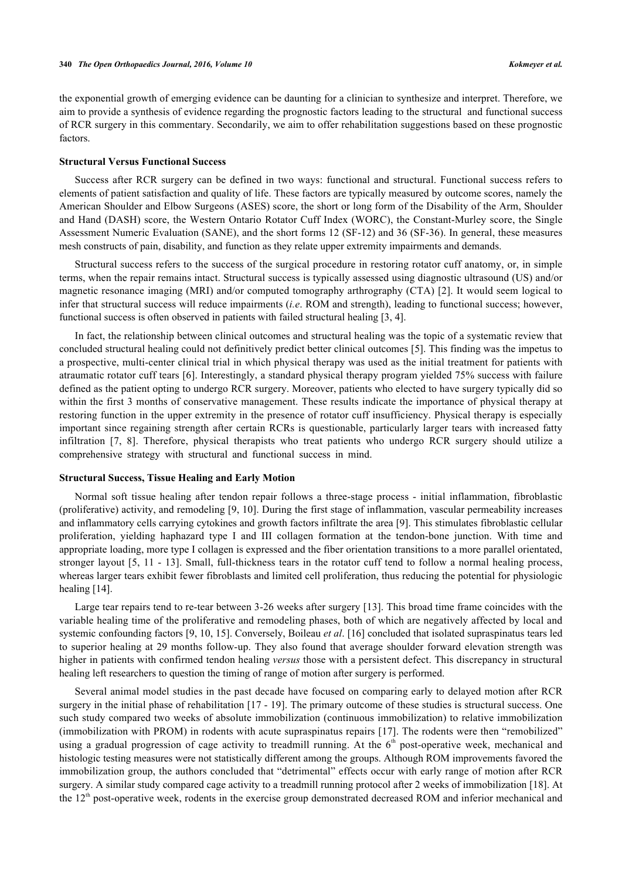the exponential growth of emerging evidence can be daunting for a clinician to synthesize and interpret. Therefore, we aim to provide a synthesis of evidence regarding the prognostic factors leading to the structural and functional success of RCR surgery in this commentary. Secondarily, we aim to offer rehabilitation suggestions based on these prognostic factors.

### Structural Versus Functional Success

Success after RCR surgery can be defined in two ways: functional and structural. Functional success refers to elements of patient satisfaction and quality of life. These factors are typically measured by outcome scores, namely the American Shoulder and Elbow Surgeons (ASES) score, the short or long form of the Disability of the Arm, Shoulder and Hand (DASH) score, the Western Ontario Rotator Cuff Index (WORC), the Constant-Murley score, the Single Assessment Numeric Evaluation (SANE), and the short forms 12 (SF-12) and 36 (SF-36). In general, these measures mesh constructs of pain, disability, and function as they relate upper extremity impairments and demands.

Structural success refers to the success of the surgical procedure in restoring rotator cuff anatomy, or, in simple terms, when the repair remains intact. Structural success is typically assessed using diagnostic ultrasound (US) and/or magnetic resonance imaging (MRI) and/or computed tomography arthrography (CTA) [2]. It would seem logical to infer that structural success will reduce impairments (*i.e*. ROM and strength), leading to functional success; however, functional success is often observed in patients with failed structural healing [3, 4].

In fact, the relationship between clinical outcomes and structural healing was the topic of a systematic review that concluded structural healing could not definitively predict better clinical outcomes [5]. This finding was the impetus to a prospective, multi-center clinical trial in which physical therapy was used as the initial treatment for patients with atraumatic rotator cuff tears [6]. Interestingly, a standard physical therapy program yielded 75% success with failure defined as the patient opting to undergo RCR surgery. Moreover, patients who elected to have surgery typically did so within the first 3 months of conservative management. These results indicate the importance of physical therapy at restoring function in the upper extremity in the presence of rotator cuff insufficiency. Physical therapy is especially important since regaining strength after certain RCRs is questionable, particularly larger tears with increased fatty infiltration [7, 8]. Therefore, physical therapists who treat patients who undergo RCR surgery should utilize a comprehensive strategy with structural and functional success in mind.

### Structural Success, Tissue Healing and Early Motion

Normal soft tissue healing after tendon repair follows a three-stage process - initial inflammation, fibroblastic (proliferative) activity, and remodeling [9, 10]. During the first stage of inflammation, vascular permeability increases and inflammatory cells carrying cytokines and growth factors infiltrate the area [9]. This stimulates fibroblastic cellular proliferation, yielding haphazard type I and III collagen formation at the tendon-bone junction. With time and appropriate loading, more type I collagen is expressed and the fiber orientation transitions to a more parallel orientated, stronger layout [5, 11 - 13]. Small, full-thickness tears in the rotator cuff tend to follow a normal healing process, whereas larger tears exhibit fewer fibroblasts and limited cell proliferation, thus reducing the potential for physiologic healing [14].

Large tear repairs tend to re-tear between 3-26 weeks after surgery [13]. This broad time frame coincides with the variable healing time of the proliferative and remodeling phases, both of which are negatively affected by local and systemic confounding factors [9, 10, 15]. Conversely, Boileau *et al*. [16] concluded that isolated supraspinatus tears led to superior healing at 29 months follow-up. They also found that average shoulder forward elevation strength was higher in patients with confirmed tendon healing *versus* those with a persistent defect. This discrepancy in structural healing left researchers to question the timing of range of motion after surgery is performed.

Several animal model studies in the past decade have focused on comparing early to delayed motion after RCR surgery in the initial phase of rehabilitation [17 - 19]. The primary outcome of these studies is structural success. One such study compared two weeks of absolute immobilization (continuous immobilization) to relative immobilization (immobilization with PROM) in rodents with acute supraspinatus repairs [17]. The rodents were then "remobilized" using a gradual progression of cage activity to treadmill running. At the 6th post-operative week, mechanical and histologic testing measures were not statistically different among the groups. Although ROM improvements favored the immobilization group, the authors concluded that "detrimental" effects occur with early range of motion after RCR surgery. A similar study compared cage activity to a treadmill running protocol after 2 weeks of immobilization [18]. At the 12th post-operative week, rodents in the exercise group demonstrated decreased ROM and inferior mechanical and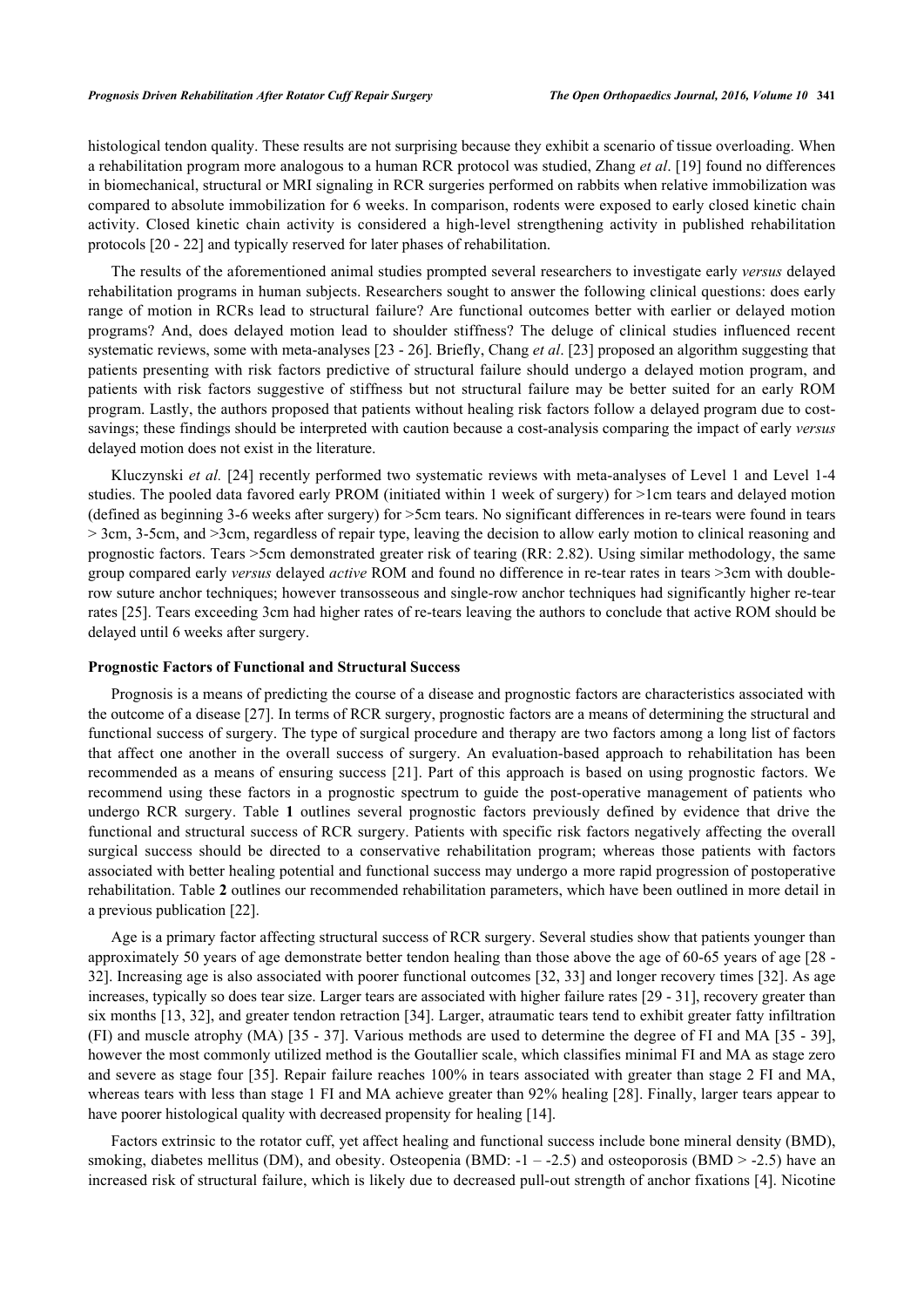histological tendon quality. These results are not surprising because they exhibit a scenario of tissue overloading. When a rehabilitation program more analogous to a human RCR protocol was studied, Zhang *et al*. [19] found no differences in biomechanical, structural or MRI signaling in RCR surgeries performed on rabbits when relative immobilization was compared to absolute immobilization for 6 weeks. In comparison, rodents were exposed to early closed kinetic chain activity. Closed kinetic chain activity is considered a high-level strengthening activity in published rehabilitation protocols [20 - 22] and typically reserved for later phases of rehabilitation.

The results of the aforementioned animal studies prompted several researchers to investigate early *versus* delayed rehabilitation programs in human subjects. Researchers sought to answer the following clinical questions: does early range of motion in RCRs lead to structural failure? Are functional outcomes better with earlier or delayed motion programs? And, does delayed motion lead to shoulder stiffness? The deluge of clinical studies influenced recent systematic reviews, some with meta-analyses [23 - 26]. Briefly, Chang *et al*. [23] proposed an algorithm suggesting that patients presenting with risk factors predictive of structural failure should undergo a delayed motion program, and patients with risk factors suggestive of stiffness but not structural failure may be better suited for an early ROM program. Lastly, the authors proposed that patients without healing risk factors follow a delayed program due to cost-savings; these findings should be interpreted with caution because a cost-analysis comparing the impact of early *versus* delayed motion does not exist in the literature.

Kluczynski *et al.* [24] recently performed two systematic reviews with meta-analyses of Level 1 and Level 1-4 studies. The pooled data favored early PROM (initiated within 1 week of surgery) for >1cm tears and delayed motion (defined as beginning 3-6 weeks after surgery) for >5cm tears. No significant differences in re-tears were found in tears > 3cm, 3-5cm, and >3cm, regardless of repair type, leaving the decision to allow early motion to clinical reasoning and prognostic factors. Tears >5cm demonstrated greater risk of tearing (RR: 2.82). Using similar methodology, the same group compared early *versus* delayed *active* ROM and found no difference in re-tear rates in tears >3cm with double-row suture anchor techniques; however transosseous and single-row anchor techniques had significantly higher re-tear rates [25]. Tears exceeding 3cm had higher rates of re-tears leaving the authors to conclude that active ROM should be delayed until 6 weeks after surgery.

### Prognostic Factors of Functional and Structural Success

Prognosis is a means of predicting the course of a disease and prognostic factors are characteristics associated with the outcome of a disease [27]. In terms of RCR surgery, prognostic factors are a means of determining the structural and functional success of surgery. The type of surgical procedure and therapy are two factors among a long list of factors that affect one another in the overall success of surgery. An evaluation-based approach to rehabilitation has been recommended as a means of ensuring success [21]. Part of this approach is based on using prognostic factors. We recommend using these factors in a prognostic spectrum to guide the post-operative management of patients who undergo RCR surgery. Table **1** outlines several prognostic factors previously defined by evidence that drive the functional and structural success of RCR surgery. Patients with specific risk factors negatively affecting the overall surgical success should be directed to a conservative rehabilitation program; whereas those patients with factors associated with better healing potential and functional success may undergo a more rapid progression of postoperative rehabilitation. Table **2** outlines our recommended rehabilitation parameters, which have been outlined in more detail in a previous publication [22].

Age is a primary factor affecting structural success of RCR surgery. Several studies show that patients younger than approximately 50 years of age demonstrate better tendon healing than those above the age of 60-65 years of age [28 - 32]. Increasing age is also associated with poorer functional outcomes [32, 33] and longer recovery times [32]. As age increases, typically so does tear size. Larger tears are associated with higher failure rates [29 - 31], recovery greater than six months [13, 32], and greater tendon retraction [34]. Larger, atraumatic tears tend to exhibit greater fatty infiltration (FI) and muscle atrophy (MA) [35 - 37]. Various methods are used to determine the degree of FI and MA [35 - 39], however the most commonly utilized method is the Goutallier scale, which classifies minimal FI and MA as stage zero and severe as stage four [35]. Repair failure reaches 100% in tears associated with greater than stage 2 FI and MA, whereas tears with less than stage 1 FI and MA achieve greater than 92% healing [28]. Finally, larger tears appear to have poorer histological quality with decreased propensity for healing [14].

Factors extrinsic to the rotator cuff, yet affect healing and functional success include bone mineral density (BMD), smoking, diabetes mellitus (DM), and obesity. Osteopenia (BMD: -1 – -2.5) and osteoporosis (BMD > -2.5) have an increased risk of structural failure, which is likely due to decreased pull-out strength of anchor fixations [4]. Nicotine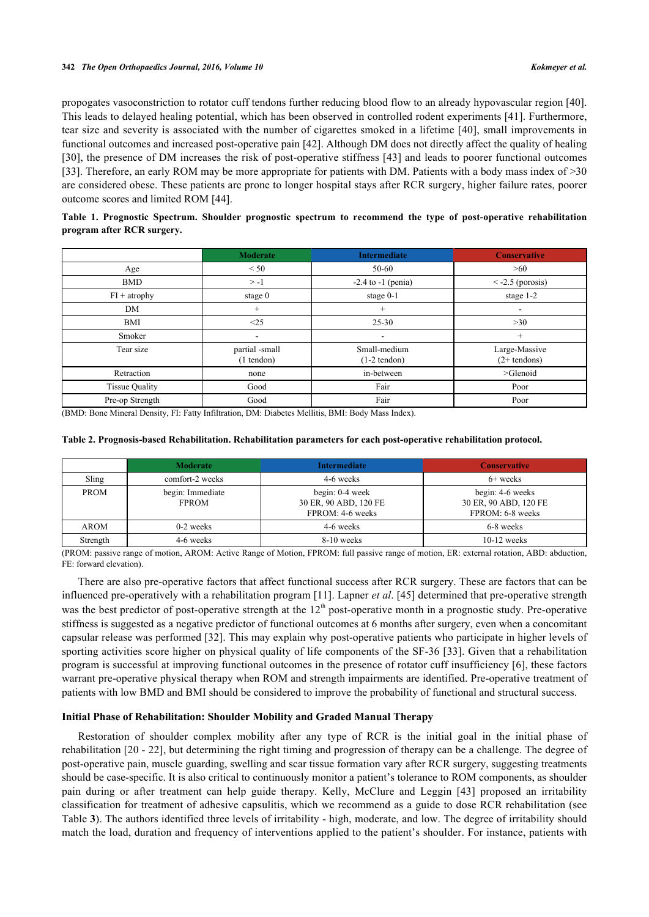propogates vasoconstriction to rotator cuff tendons further reducing blood flow to an already hypovascular region [40]. This leads to delayed healing potential, which has been observed in controlled rodent experiments [41]. Furthermore, tear size and severity is associated with the number of cigarettes smoked in a lifetime [40], small improvements in functional outcomes and increased post-operative pain [42]. Although DM does not directly affect the quality of healing [30], the presence of DM increases the risk of post-operative stiffness [43] and leads to poorer functional outcomes [33]. Therefore, an early ROM may be more appropriate for patients with DM. Patients with a body mass index of >30 are considered obese. These patients are prone to longer hospital stays after RCR surgery, higher failure rates, poorer outcome scores and limited ROM [44].

**Table 1. Prognostic Spectrum. Shoulder prognostic spectrum to recommend the type of post-operative rehabilitation program after RCR surgery.**

| | Moderate | Intermediate | Conservative |
|---|---|---|---|
| Age | < 50 | 50-60 | >60 |
| BMD | > -1 | -2.4 to -1 (penia) | < -2.5 (porosis) |
| FI + atrophy | stage 0 | stage 0-1 | stage 1-2 |
| DM | + | + | - |
| BMI | <25 | 25-30 | >30 |
| Smoker | - | - | + |
| Tear size | partial -small (1 tendon) | Small-medium (1-2 tendon) | Large-Massive (2+ tendons) |
| Retraction | none | in-between | >Glenoid |
| Tissue Quality | Good | Fair | Poor |
| Pre-op Strength | Good | Fair | Poor |

(BMD: Bone Mineral Density, FI: Fatty Infiltration, DM: Diabetes Mellitis, BMI: Body Mass Index).

**Table 2. Prognosis-based Rehabilitation. Rehabilitation parameters for each post-operative rehabilitation protocol.**

| | Moderate | Intermediate | Conservative |
|---|---|---|---|
| Sling | comfort-2 weeks | 4-6 weeks | 6+ weeks |
| PROM | begin: Immediate FPROM | begin: 0-4 week 30 ER, 90 ABD, 120 FE FPROM: 4-6 weeks | begin: 4-6 weeks 30 ER, 90 ABD, 120 FE FPROM: 6-8 weeks |
| AROM | 0-2 weeks | 4-6 weeks | 6-8 weeks |
| Strength | 4-6 weeks | 8-10 weeks | 10-12 weeks |

(PROM: passive range of motion, AROM: Active Range of Motion, FPROM: full passive range of motion, ER: external rotation, ABD: abduction, FE: forward elevation).

There are also pre-operative factors that affect functional success after RCR surgery. These are factors that can be influenced pre-operatively with a rehabilitation program [11]. Lapner *et al*. [45] determined that pre-operative strength was the best predictor of post-operative strength at the 12th post-operative month in a prognostic study. Pre-operative stiffness is suggested as a negative predictor of functional outcomes at 6 months after surgery, even when a concomitant capsular release was performed [32]. This may explain why post-operative patients who participate in higher levels of sporting activities score higher on physical quality of life components of the SF-36 [33]. Given that a rehabilitation program is successful at improving functional outcomes in the presence of rotator cuff insufficiency [6], these factors warrant pre-operative physical therapy when ROM and strength impairments are identified. Pre-operative treatment of patients with low BMD and BMI should be considered to improve the probability of functional and structural success.

### Initial Phase of Rehabilitation: Shoulder Mobility and Graded Manual Therapy

Restoration of shoulder complex mobility after any type of RCR is the initial goal in the initial phase of rehabilitation [20 - 22], but determining the right timing and progression of therapy can be a challenge. The degree of post-operative pain, muscle guarding, swelling and scar tissue formation vary after RCR surgery, suggesting treatments should be case-specific. It is also critical to continuously monitor a patient's tolerance to ROM components, as shoulder pain during or after treatment can help guide therapy. Kelly, McClure and Leggin [43] proposed an irritability classification for treatment of adhesive capsulitis, which we recommend as a guide to dose RCR rehabilitation (see Table **3**). The authors identified three levels of irritability - high, moderate, and low. The degree of irritability should match the load, duration and frequency of interventions applied to the patient's shoulder. For instance, patients with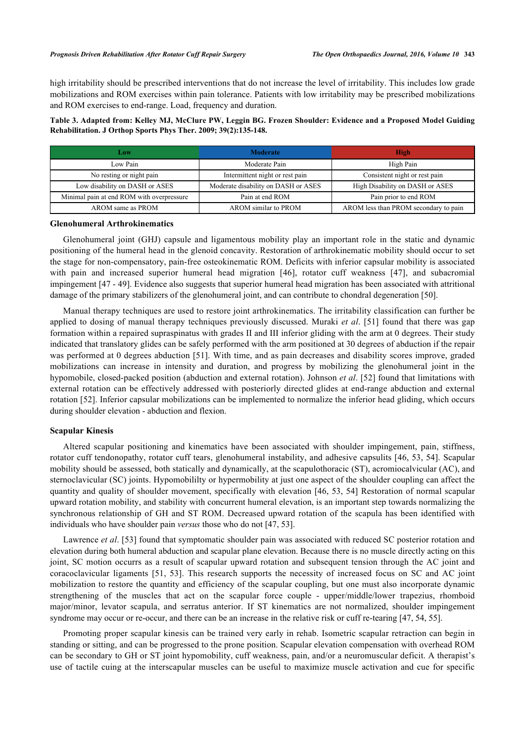high irritability should be prescribed interventions that do not increase the level of irritability. This includes low grade mobilizations and ROM exercises within pain tolerance. Patients with low irritability may be prescribed mobilizations and ROM exercises to end-range. Load, frequency and duration.

**Table 3. Adapted from: Kelley MJ, McClure PW, Leggin BG. Frozen Shoulder: Evidence and a Proposed Model Guiding Rehabilitation. J Orthop Sports Phys Ther. 2009; 39(2):135-148.**

| Low | Moderate | High |
|---|---|---|
| Low Pain | Moderate Pain | High Pain |
| No resting or night pain | Intermittent night or rest pain | Consistent night or rest pain |
| Low disability on DASH or ASES | Moderate disability on DASH or ASES | High Disability on DASH or ASES |
| Minimal pain at end ROM with overpressure | Pain at end ROM | Pain prior to end ROM |
| AROM same as PROM | AROM similar to PROM | AROM less than PROM secondary to pain |

### Glenohumeral Arthrokinematics

Glenohumeral joint (GHJ) capsule and ligamentous mobility play an important role in the static and dynamic positioning of the humeral head in the glenoid concavity. Restoration of arthrokinematic mobility should occur to set the stage for non-compensatory, pain-free osteokinematic ROM. Deficits with inferior capsular mobility is associated with pain and increased superior humeral head migration [46], rotator cuff weakness [47], and subacromial impingement [47 - 49]. Evidence also suggests that superior humeral head migration has been associated with attritional damage of the primary stabilizers of the glenohumeral joint, and can contribute to chondral degeneration [50].

Manual therapy techniques are used to restore joint arthrokinematics. The irritability classification can further be applied to dosing of manual therapy techniques previously discussed. Muraki *et al*. [51] found that there was gap formation within a repaired supraspinatus with grades II and III inferior gliding with the arm at 0 degrees. Their study indicated that translatory glides can be safely performed with the arm positioned at 30 degrees of abduction if the repair was performed at 0 degrees abduction [51]. With time, and as pain decreases and disability scores improve, graded mobilizations can increase in intensity and duration, and progress by mobilizing the glenohumeral joint in the hypomobile, closed-packed position (abduction and external rotation). Johnson *et al*. [52] found that limitations with external rotation can be effectively addressed with posteriorly directed glides at end-range abduction and external rotation [52]. Inferior capsular mobilizations can be implemented to normalize the inferior head gliding, which occurs during shoulder elevation - abduction and flexion.

### Scapular Kinesis

Altered scapular positioning and kinematics have been associated with shoulder impingement, pain, stiffness, rotator cuff tendonopathy, rotator cuff tears, glenohumeral instability, and adhesive capsulits [46, 53, 54]. Scapular mobility should be assessed, both statically and dynamically, at the scapulothoracic (ST), acromiocalvicular (AC), and sternoclavicular (SC) joints. Hypomobililty or hypermobility at just one aspect of the shoulder coupling can affect the quantity and quality of shoulder movement, specifically with elevation [46, 53, 54] Restoration of normal scapular upward rotation mobility, and stability with concurrent humeral elevation, is an important step towards normalizing the synchronous relationship of GH and ST ROM. Decreased upward rotation of the scapula has been identified with individuals who have shoulder pain *versus* those who do not [47, 53].

Lawrence *et al*. [53] found that symptomatic shoulder pain was associated with reduced SC posterior rotation and elevation during both humeral abduction and scapular plane elevation. Because there is no muscle directly acting on this joint, SC motion occurrs as a result of scapular upward rotation and subsequent tension through the AC joint and coracoclavicular ligaments [51, 53]. This research supports the necessity of increased focus on SC and AC joint mobilization to restore the quantity and efficiency of the scapular coupling, but one must also incorporate dynamic strengthening of the muscles that act on the scapular force couple - upper/middle/lower trapezius, rhomboid major/minor, levator scapula, and serratus anterior. If ST kinematics are not normalized, shoulder impingement syndrome may occur or re-occur, and there can be an increase in the relative risk or cuff re-tearing [47, 54, 55].

Promoting proper scapular kinesis can be trained very early in rehab. Isometric scapular retraction can begin in standing or sitting, and can be progressed to the prone position. Scapular elevation compensation with overhead ROM can be secondary to GH or ST joint hypomobility, cuff weakness, pain, and/or a neuromuscular deficit. A therapist's use of tactile cuing at the interscapular muscles can be useful to maximize muscle activation and cue for specific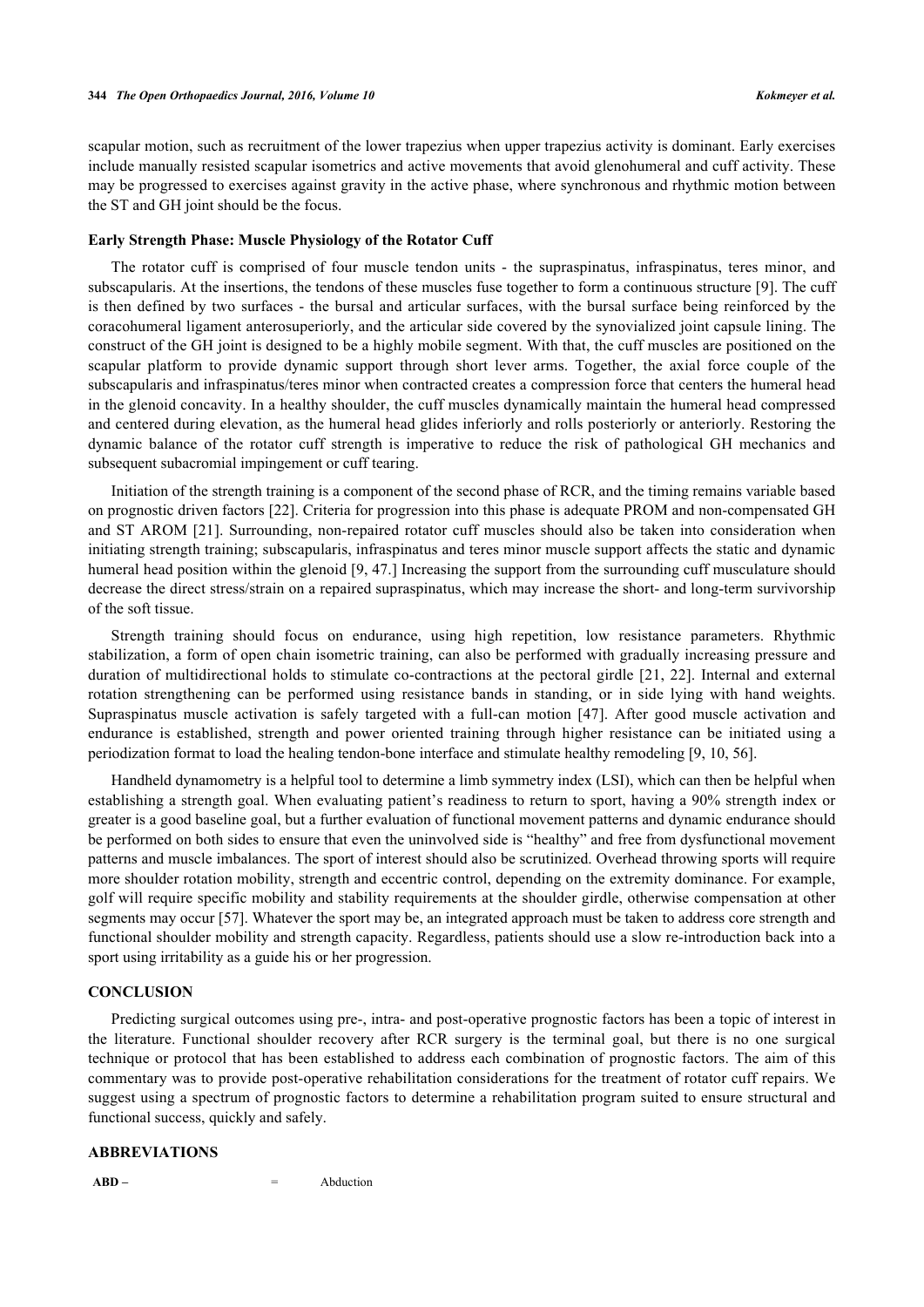scapular motion, such as recruitment of the lower trapezius when upper trapezius activity is dominant. Early exercises include manually resisted scapular isometrics and active movements that avoid glenohumeral and cuff activity. These may be progressed to exercises against gravity in the active phase, where synchronous and rhythmic motion between the ST and GH joint should be the focus.

### Early Strength Phase: Muscle Physiology of the Rotator Cuff

The rotator cuff is comprised of four muscle tendon units - the supraspinatus, infraspinatus, teres minor, and subscapularis. At the insertions, the tendons of these muscles fuse together to form a continuous structure [9]. The cuff is then defined by two surfaces - the bursal and articular surfaces, with the bursal surface being reinforced by the coracohumeral ligament anterosuperiorly, and the articular side covered by the synovialized joint capsule lining. The construct of the GH joint is designed to be a highly mobile segment. With that, the cuff muscles are positioned on the scapular platform to provide dynamic support through short lever arms. Together, the axial force couple of the subscapularis and infraspinatus/teres minor when contracted creates a compression force that centers the humeral head in the glenoid concavity. In a healthy shoulder, the cuff muscles dynamically maintain the humeral head compressed and centered during elevation, as the humeral head glides inferiorly and rolls posteriorly or anteriorly. Restoring the dynamic balance of the rotator cuff strength is imperative to reduce the risk of pathological GH mechanics and subsequent subacromial impingement or cuff tearing.

Initiation of the strength training is a component of the second phase of RCR, and the timing remains variable based on prognostic driven factors [22]. Criteria for progression into this phase is adequate PROM and non-compensated GH and ST AROM [21]. Surrounding, non-repaired rotator cuff muscles should also be taken into consideration when initiating strength training; subscapularis, infraspinatus and teres minor muscle support affects the static and dynamic humeral head position within the glenoid [9, 47.] Increasing the support from the surrounding cuff musculature should decrease the direct stress/strain on a repaired supraspinatus, which may increase the short- and long-term survivorship of the soft tissue.

Strength training should focus on endurance, using high repetition, low resistance parameters. Rhythmic stabilization, a form of open chain isometric training, can also be performed with gradually increasing pressure and duration of multidirectional holds to stimulate co-contractions at the pectoral girdle [21, 22]. Internal and external rotation strengthening can be performed using resistance bands in standing, or in side lying with hand weights. Supraspinatus muscle activation is safely targeted with a full-can motion [47]. After good muscle activation and endurance is established, strength and power oriented training through higher resistance can be initiated using a periodization format to load the healing tendon-bone interface and stimulate healthy remodeling [9, 10, 56].

Handheld dynamometry is a helpful tool to determine a limb symmetry index (LSI), which can then be helpful when establishing a strength goal. When evaluating patient's readiness to return to sport, having a 90% strength index or greater is a good baseline goal, but a further evaluation of functional movement patterns and dynamic endurance should be performed on both sides to ensure that even the uninvolved side is "healthy" and free from dysfunctional movement patterns and muscle imbalances. The sport of interest should also be scrutinized. Overhead throwing sports will require more shoulder rotation mobility, strength and eccentric control, depending on the extremity dominance. For example, golf will require specific mobility and stability requirements at the shoulder girdle, otherwise compensation at other segments may occur [57]. Whatever the sport may be, an integrated approach must be taken to address core strength and functional shoulder mobility and strength capacity. Regardless, patients should use a slow re-introduction back into a sport using irritability as a guide his or her progression.

## CONCLUSION

Predicting surgical outcomes using pre-, intra- and post-operative prognostic factors has been a topic of interest in the literature. Functional shoulder recovery after RCR surgery is the terminal goal, but there is no one surgical technique or protocol that has been established to address each combination of prognostic factors. The aim of this commentary was to provide post-operative rehabilitation considerations for the treatment of rotator cuff repairs. We suggest using a spectrum of prognostic factors to determine a rehabilitation program suited to ensure structural and functional success, quickly and safely.

## ABBREVIATIONS

| | | |
|---|---|---|
| **ABD –** | = | Abduction |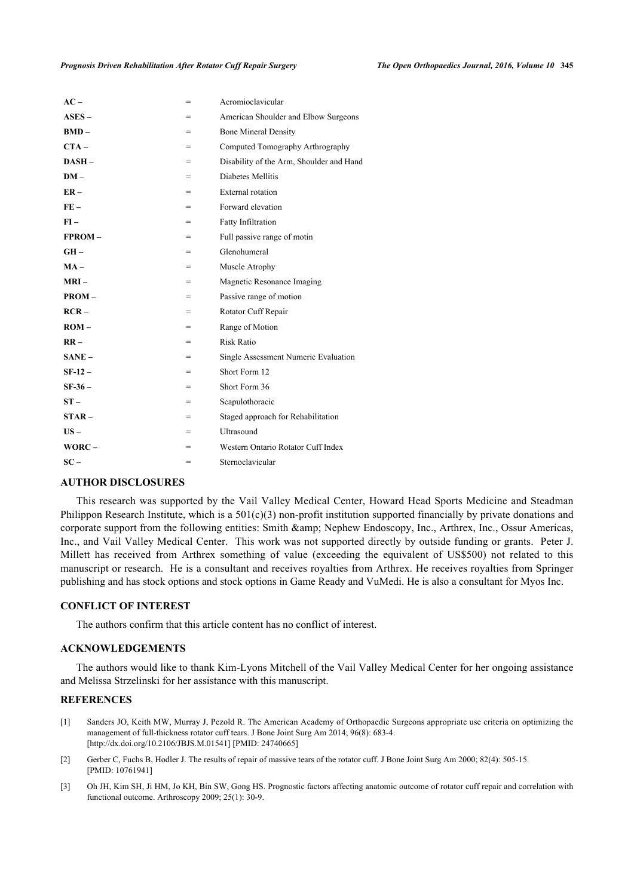| | | |
|---|---|---|
| **AC –** | = | Acromioclavicular |
| **ASES –** | = | American Shoulder and Elbow Surgeons |
| **BMD –** | = | Bone Mineral Density |
| **CTA –** | = | Computed Tomography Arthrography |
| **DASH –** | = | Disability of the Arm, Shoulder and Hand |
| **DM –** | = | Diabetes Mellitis |
| **ER –** | = | External rotation |
| **FE –** | = | Forward elevation |
| **FI –** | = | Fatty Infiltration |
| **FPROM –** | = | Full passive range of motin |
| **GH –** | = | Glenohumeral |
| **MA –** | = | Muscle Atrophy |
| **MRI –** | = | Magnetic Resonance Imaging |
| **PROM –** | = | Passive range of motion |
| **RCR –** | = | Rotator Cuff Repair |
| **ROM –** | = | Range of Motion |
| **RR –** | = | Risk Ratio |
| **SANE –** | = | Single Assessment Numeric Evaluation |
| **SF-12 –** | = | Short Form 12 |
| **SF-36 –** | = | Short Form 36 |
| **ST –** | = | Scapulothoracic |
| **STAR –** | = | Staged approach for Rehabilitation |
| **US –** | = | Ultrasound |
| **WORC –** | = | Western Ontario Rotator Cuff Index |
| **SC –** | = | Sternoclavicular |

## AUTHOR DISCLOSURES

This research was supported by the Vail Valley Medical Center, Howard Head Sports Medicine and Steadman Philippon Research Institute, which is a 501(c)(3) non-profit institution supported financially by private donations and corporate support from the following entities: Smith &amp; Nephew Endoscopy, Inc., Arthrex, Inc., Ossur Americas, Inc., and Vail Valley Medical Center. This work was not supported directly by outside funding or grants. Peter J. Millett has received from Arthrex something of value (exceeding the equivalent of US$500) not related to this manuscript or research. He is a consultant and receives royalties from Arthrex. He receives royalties from Springer publishing and has stock options and stock options in Game Ready and VuMedi. He is also a consultant for Myos Inc.

## CONFLICT OF INTEREST

The authors confirm that this article content has no conflict of interest.

## ACKNOWLEDGEMENTS

The authors would like to thank Kim-Lyons Mitchell of the Vail Valley Medical Center for her ongoing assistance and Melissa Strzelinski for her assistance with this manuscript.

## REFERENCES

[1] Sanders JO, Keith MW, Murray J, Pezold R. The American Academy of Orthopaedic Surgeons appropriate use criteria on optimizing the management of full-thickness rotator cuff tears. J Bone Joint Surg Am 2014; 96(8): 683-4. [http://dx.doi.org/10.2106/JBJS.M.01541] [PMID: 24740665]

[2] Gerber C, Fuchs B, Hodler J. The results of repair of massive tears of the rotator cuff. J Bone Joint Surg Am 2000; 82(4): 505-15. [PMID: 10761941]

[3] Oh JH, Kim SH, Ji HM, Jo KH, Bin SW, Gong HS. Prognostic factors affecting anatomic outcome of rotator cuff repair and correlation with functional outcome. Arthroscopy 2009; 25(1): 30-9.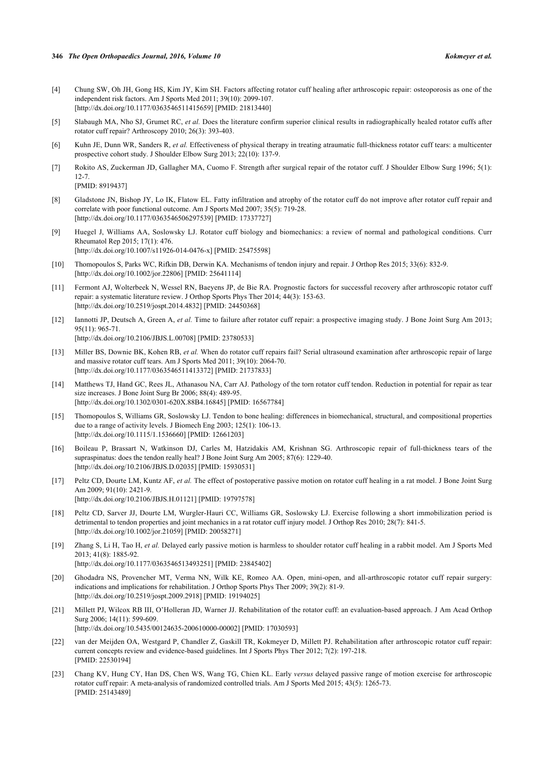[4] Chung SW, Oh JH, Gong HS, Kim JY, Kim SH. Factors affecting rotator cuff healing after arthroscopic repair: osteoporosis as one of the independent risk factors. Am J Sports Med 2011; 39(10): 2099-107.
[http://dx.doi.org/10.1177/0363546511415659] [PMID: 21813440]

[5] Slabaugh MA, Nho SJ, Grumet RC, *et al.* Does the literature confirm superior clinical results in radiographically healed rotator cuffs after rotator cuff repair? Arthroscopy 2010; 26(3): 393-403.

[6] Kuhn JE, Dunn WR, Sanders R, *et al.* Effectiveness of physical therapy in treating atraumatic full-thickness rotator cuff tears: a multicenter prospective cohort study. J Shoulder Elbow Surg 2013; 22(10): 137-9.

[7] Rokito AS, Zuckerman JD, Gallagher MA, Cuomo F. Strength after surgical repair of the rotator cuff. J Shoulder Elbow Surg 1996; 5(1): 12-7.
[PMID: 8919437]

[8] Gladstone JN, Bishop JY, Lo IK, Flatow EL. Fatty infiltration and atrophy of the rotator cuff do not improve after rotator cuff repair and correlate with poor functional outcome. Am J Sports Med 2007; 35(5): 719-28.
[http://dx.doi.org/10.1177/0363546506297539] [PMID: 17337727]

[9] Huegel J, Williams AA, Soslowsky LJ. Rotator cuff biology and biomechanics: a review of normal and pathological conditions. Curr Rheumatol Rep 2015; 17(1): 476.
[http://dx.doi.org/10.1007/s11926-014-0476-x] [PMID: 25475598]

[10] Thomopoulos S, Parks WC, Rifkin DB, Derwin KA. Mechanisms of tendon injury and repair. J Orthop Res 2015; 33(6): 832-9.
[http://dx.doi.org/10.1002/jor.22806] [PMID: 25641114]

[11] Fermont AJ, Wolterbeek N, Wessel RN, Baeyens JP, de Bie RA. Prognostic factors for successful recovery after arthroscopic rotator cuff repair: a systematic literature review. J Orthop Sports Phys Ther 2014; 44(3): 153-63.
[http://dx.doi.org/10.2519/jospt.2014.4832] [PMID: 24450368]

[12] Iannotti JP, Deutsch A, Green A, *et al.* Time to failure after rotator cuff repair: a prospective imaging study. J Bone Joint Surg Am 2013; 95(11): 965-71.
[http://dx.doi.org/10.2106/JBJS.L.00708] [PMID: 23780533]

[13] Miller BS, Downie BK, Kohen RB, *et al.* When do rotator cuff repairs fail? Serial ultrasound examination after arthroscopic repair of large and massive rotator cuff tears. Am J Sports Med 2011; 39(10): 2064-70.
[http://dx.doi.org/10.1177/0363546511413372] [PMID: 21737833]

[14] Matthews TJ, Hand GC, Rees JL, Athanasou NA, Carr AJ. Pathology of the torn rotator cuff tendon. Reduction in potential for repair as tear size increases. J Bone Joint Surg Br 2006; 88(4): 489-95.
[http://dx.doi.org/10.1302/0301-620X.88B4.16845] [PMID: 16567784]

[15] Thomopoulos S, Williams GR, Soslowsky LJ. Tendon to bone healing: differences in biomechanical, structural, and compositional properties due to a range of activity levels. J Biomech Eng 2003; 125(1): 106-13.
[http://dx.doi.org/10.1115/1.1536660] [PMID: 12661203]

[16] Boileau P, Brassart N, Watkinson DJ, Carles M, Hatzidakis AM, Krishnan SG. Arthroscopic repair of full-thickness tears of the supraspinatus: does the tendon really heal? J Bone Joint Surg Am 2005; 87(6): 1229-40.
[http://dx.doi.org/10.2106/JBJS.D.02035] [PMID: 15930531]

[17] Peltz CD, Dourte LM, Kuntz AF, *et al.* The effect of postoperative passive motion on rotator cuff healing in a rat model. J Bone Joint Surg Am 2009; 91(10): 2421-9.
[http://dx.doi.org/10.2106/JBJS.H.01121] [PMID: 19797578]

[18] Peltz CD, Sarver JJ, Dourte LM, Wurgler-Hauri CC, Williams GR, Soslowsky LJ. Exercise following a short immobilization period is detrimental to tendon properties and joint mechanics in a rat rotator cuff injury model. J Orthop Res 2010; 28(7): 841-5.
[http://dx.doi.org/10.1002/jor.21059] [PMID: 20058271]

[19] Zhang S, Li H, Tao H, *et al.* Delayed early passive motion is harmless to shoulder rotator cuff healing in a rabbit model. Am J Sports Med 2013; 41(8): 1885-92.
[http://dx.doi.org/10.1177/0363546513493251] [PMID: 23845402]

[20] Ghodadra NS, Provencher MT, Verma NN, Wilk KE, Romeo AA. Open, mini-open, and all-arthroscopic rotator cuff repair surgery: indications and implications for rehabilitation. J Orthop Sports Phys Ther 2009; 39(2): 81-9.
[http://dx.doi.org/10.2519/jospt.2009.2918] [PMID: 19194025]

[21] Millett PJ, Wilcox RB III, O'Holleran JD, Warner JJ. Rehabilitation of the rotator cuff: an evaluation-based approach. J Am Acad Orthop Surg 2006; 14(11): 599-609.
[http://dx.doi.org/10.5435/00124635-200610000-00002] [PMID: 17030593]

[22] van der Meijden OA, Westgard P, Chandler Z, Gaskill TR, Kokmeyer D, Millett PJ. Rehabilitation after arthroscopic rotator cuff repair: current concepts review and evidence-based guidelines. Int J Sports Phys Ther 2012; 7(2): 197-218.
[PMID: 22530194]

[23] Chang KV, Hung CY, Han DS, Chen WS, Wang TG, Chien KL. Early *versus* delayed passive range of motion exercise for arthroscopic rotator cuff repair: A meta-analysis of randomized controlled trials. Am J Sports Med 2015; 43(5): 1265-73.
[PMID: 25143489]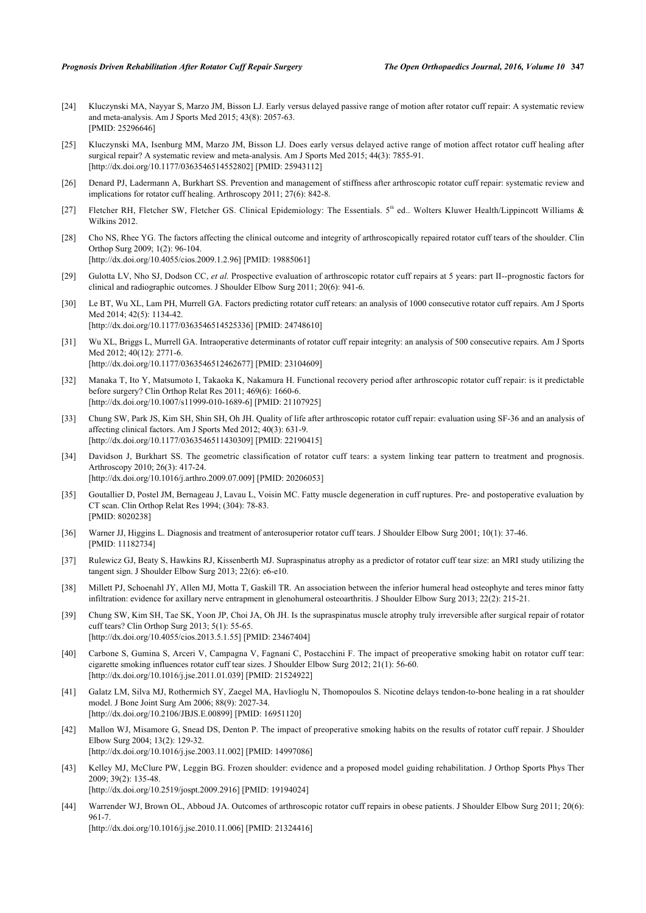[24] Kluczynski MA, Nayyar S, Marzo JM, Bisson LJ. Early versus delayed passive range of motion after rotator cuff repair: A systematic review and meta-analysis. Am J Sports Med 2015; 43(8): 2057-63.
[PMID: 25296646]

[25] Kluczynski MA, Isenburg MM, Marzo JM, Bisson LJ. Does early versus delayed active range of motion affect rotator cuff healing after surgical repair? A systematic review and meta-analysis. Am J Sports Med 2015; 44(3): 7855-91.
[http://dx.doi.org/10.1177/0363546514552802] [PMID: 25943112]

[26] Denard PJ, Ladermann A, Burkhart SS. Prevention and management of stiffness after arthroscopic rotator cuff repair: systematic review and implications for rotator cuff healing. Arthroscopy 2011; 27(6): 842-8.

[27] Fletcher RH, Fletcher SW, Fletcher GS. Clinical Epidemiology: The Essentials. 5th ed.. Wolters Kluwer Health/Lippincott Williams & Wilkins 2012.

[28] Cho NS, Rhee YG. The factors affecting the clinical outcome and integrity of arthroscopically repaired rotator cuff tears of the shoulder. Clin Orthop Surg 2009; 1(2): 96-104.
[http://dx.doi.org/10.4055/cios.2009.1.2.96] [PMID: 19885061]

[29] Gulotta LV, Nho SJ, Dodson CC, *et al.* Prospective evaluation of arthroscopic rotator cuff repairs at 5 years: part II--prognostic factors for clinical and radiographic outcomes. J Shoulder Elbow Surg 2011; 20(6): 941-6.

[30] Le BT, Wu XL, Lam PH, Murrell GA. Factors predicting rotator cuff retears: an analysis of 1000 consecutive rotator cuff repairs. Am J Sports Med 2014; 42(5): 1134-42.
[http://dx.doi.org/10.1177/0363546514525336] [PMID: 24748610]

[31] Wu XL, Briggs L, Murrell GA. Intraoperative determinants of rotator cuff repair integrity: an analysis of 500 consecutive repairs. Am J Sports Med 2012; 40(12): 2771-6.
[http://dx.doi.org/10.1177/0363546512462677] [PMID: 23104609]

[32] Manaka T, Ito Y, Matsumoto I, Takaoka K, Nakamura H. Functional recovery period after arthroscopic rotator cuff repair: is it predictable before surgery? Clin Orthop Relat Res 2011; 469(6): 1660-6.
[http://dx.doi.org/10.1007/s11999-010-1689-6] [PMID: 21107925]

[33] Chung SW, Park JS, Kim SH, Shin SH, Oh JH. Quality of life after arthroscopic rotator cuff repair: evaluation using SF-36 and an analysis of affecting clinical factors. Am J Sports Med 2012; 40(3): 631-9.
[http://dx.doi.org/10.1177/0363546511430309] [PMID: 22190415]

[34] Davidson J, Burkhart SS. The geometric classification of rotator cuff tears: a system linking tear pattern to treatment and prognosis. Arthroscopy 2010; 26(3): 417-24.
[http://dx.doi.org/10.1016/j.arthro.2009.07.009] [PMID: 20206053]

[35] Goutallier D, Postel JM, Bernageau J, Lavau L, Voisin MC. Fatty muscle degeneration in cuff ruptures. Pre- and postoperative evaluation by CT scan. Clin Orthop Relat Res 1994; (304): 78-83.
[PMID: 8020238]

[36] Warner JJ, Higgins L. Diagnosis and treatment of anterosuperior rotator cuff tears. J Shoulder Elbow Surg 2001; 10(1): 37-46.
[PMID: 11182734]

[37] Rulewicz GJ, Beaty S, Hawkins RJ, Kissenberth MJ. Supraspinatus atrophy as a predictor of rotator cuff tear size: an MRI study utilizing the tangent sign. J Shoulder Elbow Surg 2013; 22(6): e6-e10.

[38] Millett PJ, Schoenahl JY, Allen MJ, Motta T, Gaskill TR. An association between the inferior humeral head osteophyte and teres minor fatty infiltration: evidence for axillary nerve entrapment in glenohumeral osteoarthritis. J Shoulder Elbow Surg 2013; 22(2): 215-21.

[39] Chung SW, Kim SH, Tae SK, Yoon JP, Choi JA, Oh JH. Is the supraspinatus muscle atrophy truly irreversible after surgical repair of rotator cuff tears? Clin Orthop Surg 2013; 5(1): 55-65.
[http://dx.doi.org/10.4055/cios.2013.5.1.55] [PMID: 23467404]

[40] Carbone S, Gumina S, Arceri V, Campagna V, Fagnani C, Postacchini F. The impact of preoperative smoking habit on rotator cuff tear: cigarette smoking influences rotator cuff tear sizes. J Shoulder Elbow Surg 2012; 21(1): 56-60.
[http://dx.doi.org/10.1016/j.jse.2011.01.039] [PMID: 21524922]

[41] Galatz LM, Silva MJ, Rothermich SY, Zaegel MA, Havlioglu N, Thomopoulos S. Nicotine delays tendon-to-bone healing in a rat shoulder model. J Bone Joint Surg Am 2006; 88(9): 2027-34.
[http://dx.doi.org/10.2106/JBJS.E.00899] [PMID: 16951120]

[42] Mallon WJ, Misamore G, Snead DS, Denton P. The impact of preoperative smoking habits on the results of rotator cuff repair. J Shoulder Elbow Surg 2004; 13(2): 129-32.
[http://dx.doi.org/10.1016/j.jse.2003.11.002] [PMID: 14997086]

[43] Kelley MJ, McClure PW, Leggin BG. Frozen shoulder: evidence and a proposed model guiding rehabilitation. J Orthop Sports Phys Ther 2009; 39(2): 135-48.
[http://dx.doi.org/10.2519/jospt.2009.2916] [PMID: 19194024]

[44] Warrender WJ, Brown OL, Abboud JA. Outcomes of arthroscopic rotator cuff repairs in obese patients. J Shoulder Elbow Surg 2011; 20(6): 961-7.
[http://dx.doi.org/10.1016/j.jse.2010.11.006] [PMID: 21324416]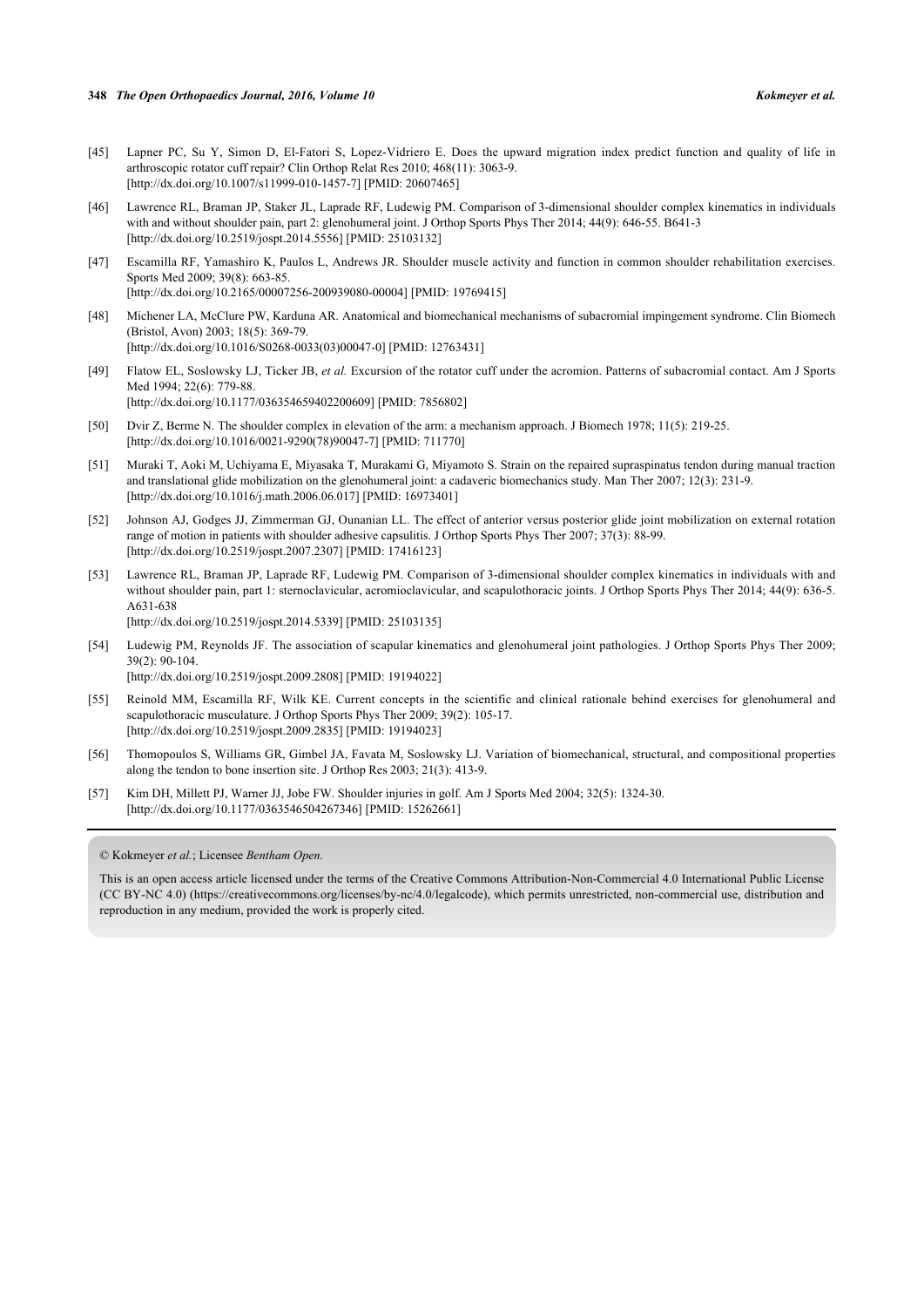[45] Lapner PC, Su Y, Simon D, El-Fatori S, Lopez-Vidriero E. Does the upward migration index predict function and quality of life in arthroscopic rotator cuff repair? Clin Orthop Relat Res 2010; 468(11): 3063-9.
[http://dx.doi.org/10.1007/s11999-010-1457-7] [PMID: 20607465]

[46] Lawrence RL, Braman JP, Staker JL, Laprade RF, Ludewig PM. Comparison of 3-dimensional shoulder complex kinematics in individuals with and without shoulder pain, part 2: glenohumeral joint. J Orthop Sports Phys Ther 2014; 44(9): 646-55. B641-3
[http://dx.doi.org/10.2519/jospt.2014.5556] [PMID: 25103132]

[47] Escamilla RF, Yamashiro K, Paulos L, Andrews JR. Shoulder muscle activity and function in common shoulder rehabilitation exercises. Sports Med 2009; 39(8): 663-85.
[http://dx.doi.org/10.2165/00007256-200939080-00004] [PMID: 19769415]

[48] Michener LA, McClure PW, Karduna AR. Anatomical and biomechanical mechanisms of subacromial impingement syndrome. Clin Biomech (Bristol, Avon) 2003; 18(5): 369-79.
[http://dx.doi.org/10.1016/S0268-0033(03)00047-0] [PMID: 12763431]

[49] Flatow EL, Soslowsky LJ, Ticker JB, *et al.* Excursion of the rotator cuff under the acromion. Patterns of subacromial contact. Am J Sports Med 1994; 22(6): 779-88.
[http://dx.doi.org/10.1177/036354659402200609] [PMID: 7856802]

[50] Dvir Z, Berme N. The shoulder complex in elevation of the arm: a mechanism approach. J Biomech 1978; 11(5): 219-25.
[http://dx.doi.org/10.1016/0021-9290(78)90047-7] [PMID: 711770]

[51] Muraki T, Aoki M, Uchiyama E, Miyasaka T, Murakami G, Miyamoto S. Strain on the repaired supraspinatus tendon during manual traction and translational glide mobilization on the glenohumeral joint: a cadaveric biomechanics study. Man Ther 2007; 12(3): 231-9.
[http://dx.doi.org/10.1016/j.math.2006.06.017] [PMID: 16973401]

[52] Johnson AJ, Godges JJ, Zimmerman GJ, Ounanian LL. The effect of anterior versus posterior glide joint mobilization on external rotation range of motion in patients with shoulder adhesive capsulitis. J Orthop Sports Phys Ther 2007; 37(3): 88-99.
[http://dx.doi.org/10.2519/jospt.2007.2307] [PMID: 17416123]

[53] Lawrence RL, Braman JP, Laprade RF, Ludewig PM. Comparison of 3-dimensional shoulder complex kinematics in individuals with and without shoulder pain, part 1: sternoclavicular, acromioclavicular, and scapulothoracic joints. J Orthop Sports Phys Ther 2014; 44(9): 636-5. A631-638
[http://dx.doi.org/10.2519/jospt.2014.5339] [PMID: 25103135]

[54] Ludewig PM, Reynolds JF. The association of scapular kinematics and glenohumeral joint pathologies. J Orthop Sports Phys Ther 2009; 39(2): 90-104.
[http://dx.doi.org/10.2519/jospt.2009.2808] [PMID: 19194022]

[55] Reinold MM, Escamilla RF, Wilk KE. Current concepts in the scientific and clinical rationale behind exercises for glenohumeral and scapulothoracic musculature. J Orthop Sports Phys Ther 2009; 39(2): 105-17.
[http://dx.doi.org/10.2519/jospt.2009.2835] [PMID: 19194023]

[56] Thomopoulos S, Williams GR, Gimbel JA, Favata M, Soslowsky LJ. Variation of biomechanical, structural, and compositional properties along the tendon to bone insertion site. J Orthop Res 2003; 21(3): 413-9.

[57] Kim DH, Millett PJ, Warner JJ, Jobe FW. Shoulder injuries in golf. Am J Sports Med 2004; 32(5): 1324-30.
[http://dx.doi.org/10.1177/0363546504267346] [PMID: 15262661]

© Kokmeyer *et al.*; Licensee *Bentham Open.*

This is an open access article licensed under the terms of the Creative Commons Attribution-Non-Commercial 4.0 International Public License (CC BY-NC 4.0) (https://creativecommons.org/licenses/by-nc/4.0/legalcode), which permits unrestricted, non-commercial use, distribution and reproduction in any medium, provided the work is properly cited.